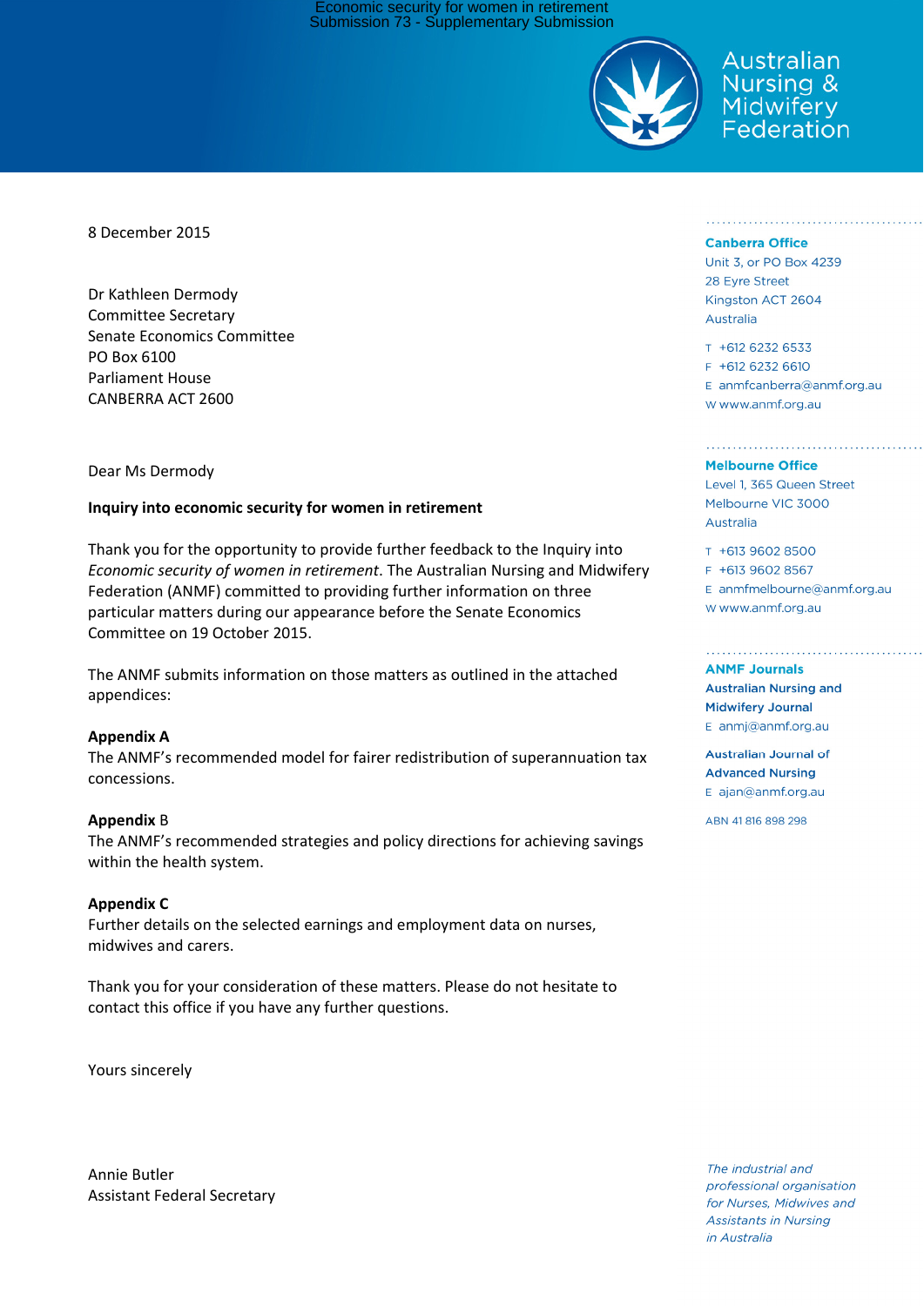Australian Nursing & Midwifery Federation

8 December 2015

Dr Kathleen Dermody
Committee Secretary
Senate Economics Committee
PO Box 6100
Parliament House
CANBERRA ACT 2600

Dear Ms Dermody

**Inquiry into economic security for women in retirement**

Thank you for the opportunity to provide further feedback to the Inquiry into *Economic security of women in retirement*. The Australian Nursing and Midwifery Federation (ANMF) committed to providing further information on three particular matters during our appearance before the Senate Economics Committee on 19 October 2015.

The ANMF submits information on those matters as outlined in the attached appendices:

**Appendix A**
The ANMF's recommended model for fairer redistribution of superannuation tax concessions.

**Appendix** B
The ANMF's recommended strategies and policy directions for achieving savings within the health system.

**Appendix C**
Further details on the selected earnings and employment data on nurses, midwives and carers.

Thank you for your consideration of these matters. Please do not hesitate to contact this office if you have any further questions.

Yours sincerely

Annie Butler
Assistant Federal Secretary

**Canberra Office**
Unit 3, or PO Box 4239
28 Eyre Street
Kingston ACT 2604
Australia

T +612 6232 6533
F +612 6232 6610
E anmfcanberra@anmf.org.au
W www.anmf.org.au

**Melbourne Office**
Level 1, 365 Queen Street
Melbourne VIC 3000
Australia

T +613 9602 8500
F +613 9602 8567
E anmfmelbourne@anmf.org.au
W www.anmf.org.au

**ANMF Journals**
**Australian Nursing and Midwifery Journal**
E anmj@anmf.org.au

**Australian Journal of Advanced Nursing**
E ajan@anmf.org.au

ABN 41 816 898 298

*The industrial and professional organisation for Nurses, Midwives and Assistants in Nursing in Australia*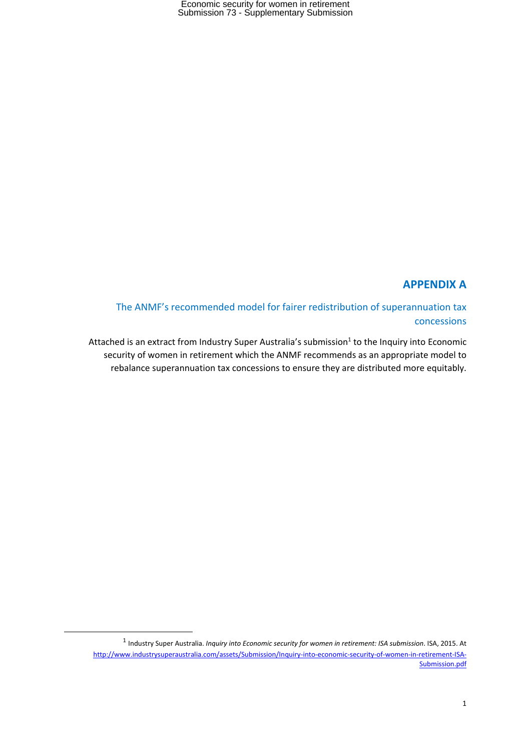# APPENDIX A

## The ANMF's recommended model for fairer redistribution of superannuation tax concessions

Attached is an extract from Industry Super Australia's submission[1] to the Inquiry into Economic security of women in retirement which the ANMF recommends as an appropriate model to rebalance superannuation tax concessions to ensure they are distributed more equitably.

---

[1] Industry Super Australia. *Inquiry into Economic security for women in retirement: ISA submission*. ISA, 2015. At http://www.industrysuperaustralia.com/assets/Submission/Inquiry-into-economic-security-of-women-in-retirement-ISA-Submission.pdf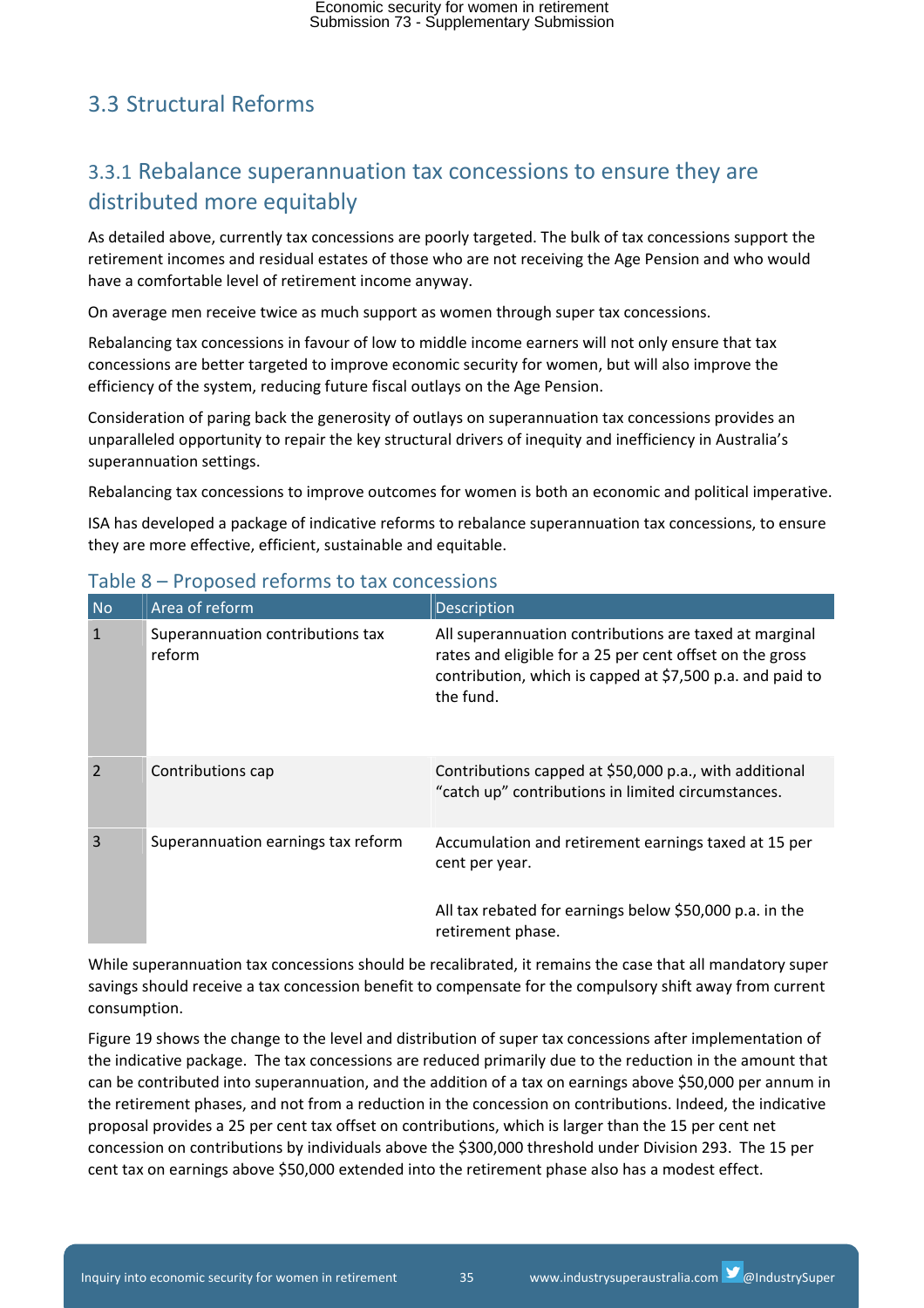## 3.3 Structural Reforms

### 3.3.1 Rebalance superannuation tax concessions to ensure they are distributed more equitably

As detailed above, currently tax concessions are poorly targeted. The bulk of tax concessions support the retirement incomes and residual estates of those who are not receiving the Age Pension and who would have a comfortable level of retirement income anyway.

On average men receive twice as much support as women through super tax concessions.

Rebalancing tax concessions in favour of low to middle income earners will not only ensure that tax concessions are better targeted to improve economic security for women, but will also improve the efficiency of the system, reducing future fiscal outlays on the Age Pension.

Consideration of paring back the generosity of outlays on superannuation tax concessions provides an unparalleled opportunity to repair the key structural drivers of inequity and inefficiency in Australia's superannuation settings.

Rebalancing tax concessions to improve outcomes for women is both an economic and political imperative.

ISA has developed a package of indicative reforms to rebalance superannuation tax concessions, to ensure they are more effective, efficient, sustainable and equitable.

**Table 8 – Proposed reforms to tax concessions**

| No | Area of reform | Description |
|---|---|---|
| 1 | Superannuation contributions tax reform | All superannuation contributions are taxed at marginal rates and eligible for a 25 per cent offset on the gross contribution, which is capped at $7,500 p.a. and paid to the fund. |
| 2 | Contributions cap | Contributions capped at $50,000 p.a., with additional "catch up" contributions in limited circumstances. |
| 3 | Superannuation earnings tax reform | Accumulation and retirement earnings taxed at 15 per cent per year.<br><br>All tax rebated for earnings below $50,000 p.a. in the retirement phase. |

While superannuation tax concessions should be recalibrated, it remains the case that all mandatory super savings should receive a tax concession benefit to compensate for the compulsory shift away from current consumption.

Figure 19 shows the change to the level and distribution of super tax concessions after implementation of the indicative package. The tax concessions are reduced primarily due to the reduction in the amount that can be contributed into superannuation, and the addition of a tax on earnings above $50,000 per annum in the retirement phases, and not from a reduction in the concession on contributions. Indeed, the indicative proposal provides a 25 per cent tax offset on contributions, which is larger than the 15 per cent net concession on contributions by individuals above the $300,000 threshold under Division 293. The 15 per cent tax on earnings above $50,000 extended into the retirement phase also has a modest effect.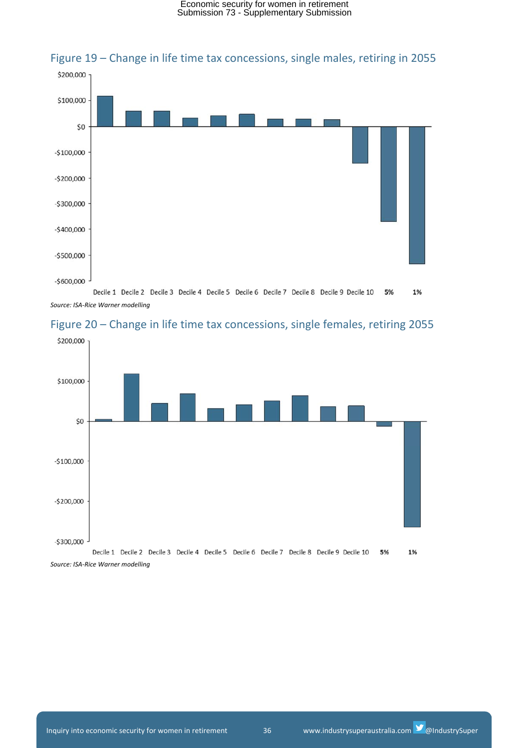## Figure 19 – Change in life time tax concessions, single males, retiring in 2055

*Source: ISA-Rice Warner modelling*

## Figure 20 – Change in life time tax concessions, single females, retiring 2055

*Source: ISA-Rice Warner modelling*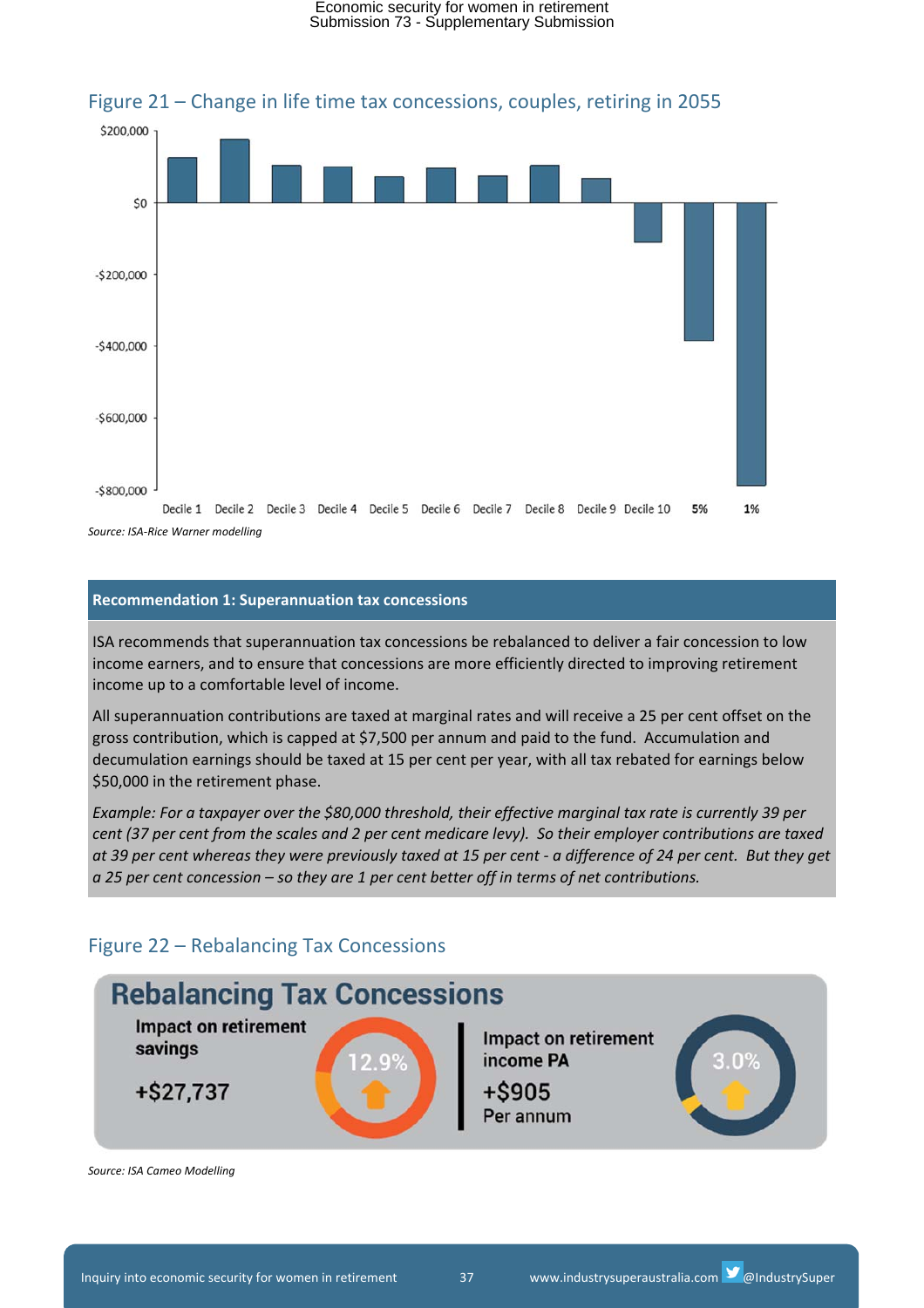Figure 21 – Change in life time tax concessions, couples, retiring in 2055

Source: ISA-Rice Warner modelling

**Recommendation 1: Superannuation tax concessions**

ISA recommends that superannuation tax concessions be rebalanced to deliver a fair concession to low income earners, and to ensure that concessions are more efficiently directed to improving retirement income up to a comfortable level of income.

All superannuation contributions are taxed at marginal rates and will receive a 25 per cent offset on the gross contribution, which is capped at $7,500 per annum and paid to the fund. Accumulation and decumulation earnings should be taxed at 15 per cent per year, with all tax rebated for earnings below $50,000 in the retirement phase.

*Example: For a taxpayer over the $80,000 threshold, their effective marginal tax rate is currently 39 per cent (37 per cent from the scales and 2 per cent medicare levy). So their employer contributions are taxed at 39 per cent whereas they were previously taxed at 15 per cent - a difference of 24 per cent. But they get a 25 per cent concession – so they are 1 per cent better off in terms of net contributions.*

Figure 22 – Rebalancing Tax Concessions

Source: ISA Cameo Modelling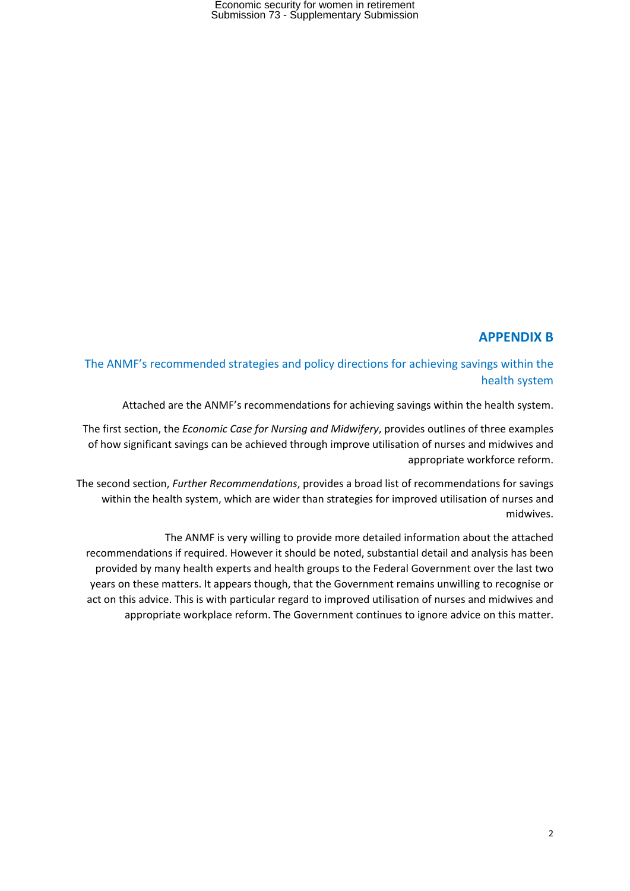## APPENDIX B

### The ANMF's recommended strategies and policy directions for achieving savings within the health system

Attached are the ANMF's recommendations for achieving savings within the health system.

The first section, the *Economic Case for Nursing and Midwifery*, provides outlines of three examples of how significant savings can be achieved through improve utilisation of nurses and midwives and appropriate workforce reform.

The second section, *Further Recommendations*, provides a broad list of recommendations for savings within the health system, which are wider than strategies for improved utilisation of nurses and midwives.

The ANMF is very willing to provide more detailed information about the attached recommendations if required. However it should be noted, substantial detail and analysis has been provided by many health experts and health groups to the Federal Government over the last two years on these matters. It appears though, that the Government remains unwilling to recognise or act on this advice. This is with particular regard to improved utilisation of nurses and midwives and appropriate workplace reform. The Government continues to ignore advice on this matter.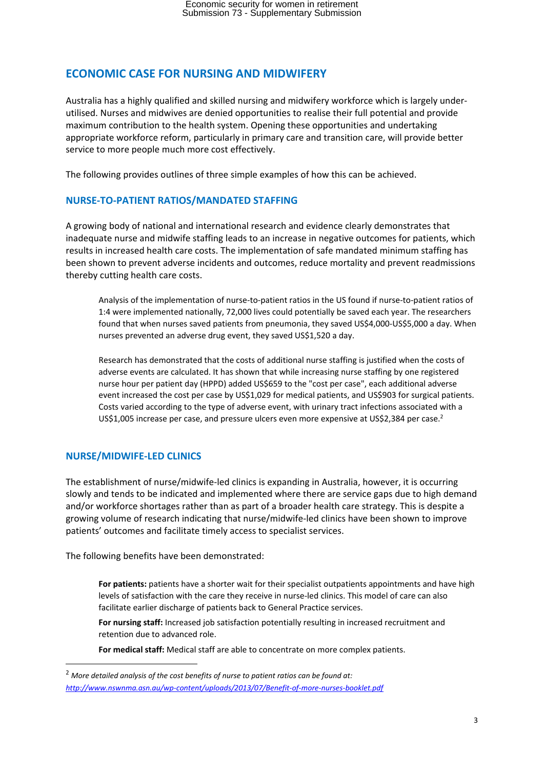## ECONOMIC CASE FOR NURSING AND MIDWIFERY

Australia has a highly qualified and skilled nursing and midwifery workforce which is largely under-utilised. Nurses and midwives are denied opportunities to realise their full potential and provide maximum contribution to the health system. Opening these opportunities and undertaking appropriate workforce reform, particularly in primary care and transition care, will provide better service to more people much more cost effectively.

The following provides outlines of three simple examples of how this can be achieved.

### NURSE-TO-PATIENT RATIOS/MANDATED STAFFING

A growing body of national and international research and evidence clearly demonstrates that inadequate nurse and midwife staffing leads to an increase in negative outcomes for patients, which results in increased health care costs. The implementation of safe mandated minimum staffing has been shown to prevent adverse incidents and outcomes, reduce mortality and prevent readmissions thereby cutting health care costs.

> Analysis of the implementation of nurse-to-patient ratios in the US found if nurse-to-patient ratios of 1:4 were implemented nationally, 72,000 lives could potentially be saved each year. The researchers found that when nurses saved patients from pneumonia, they saved US$4,000-US$5,000 a day. When nurses prevented an adverse drug event, they saved US$1,520 a day.
>
> Research has demonstrated that the costs of additional nurse staffing is justified when the costs of adverse events are calculated. It has shown that while increasing nurse staffing by one registered nurse hour per patient day (HPPD) added US$659 to the "cost per case", each additional adverse event increased the cost per case by US$1,029 for medical patients, and US$903 for surgical patients. Costs varied according to the type of adverse event, with urinary tract infections associated with a US$1,005 increase per case, and pressure ulcers even more expensive at US$2,384 per case.[2]

### NURSE/MIDWIFE-LED CLINICS

The establishment of nurse/midwife-led clinics is expanding in Australia, however, it is occurring slowly and tends to be indicated and implemented where there are service gaps due to high demand and/or workforce shortages rather than as part of a broader health care strategy. This is despite a growing volume of research indicating that nurse/midwife-led clinics have been shown to improve patients' outcomes and facilitate timely access to specialist services.

The following benefits have been demonstrated:

> **For patients:** patients have a shorter wait for their specialist outpatients appointments and have high levels of satisfaction with the care they receive in nurse-led clinics. This model of care can also facilitate earlier discharge of patients back to General Practice services.
>
> **For nursing staff:** Increased job satisfaction potentially resulting in increased recruitment and retention due to advanced role.
>
> **For medical staff:** Medical staff are able to concentrate on more complex patients.

---

[2] *More detailed analysis of the cost benefits of nurse to patient ratios can be found at: http://www.nswnma.asn.au/wp-content/uploads/2013/07/Benefit-of-more-nurses-booklet.pdf*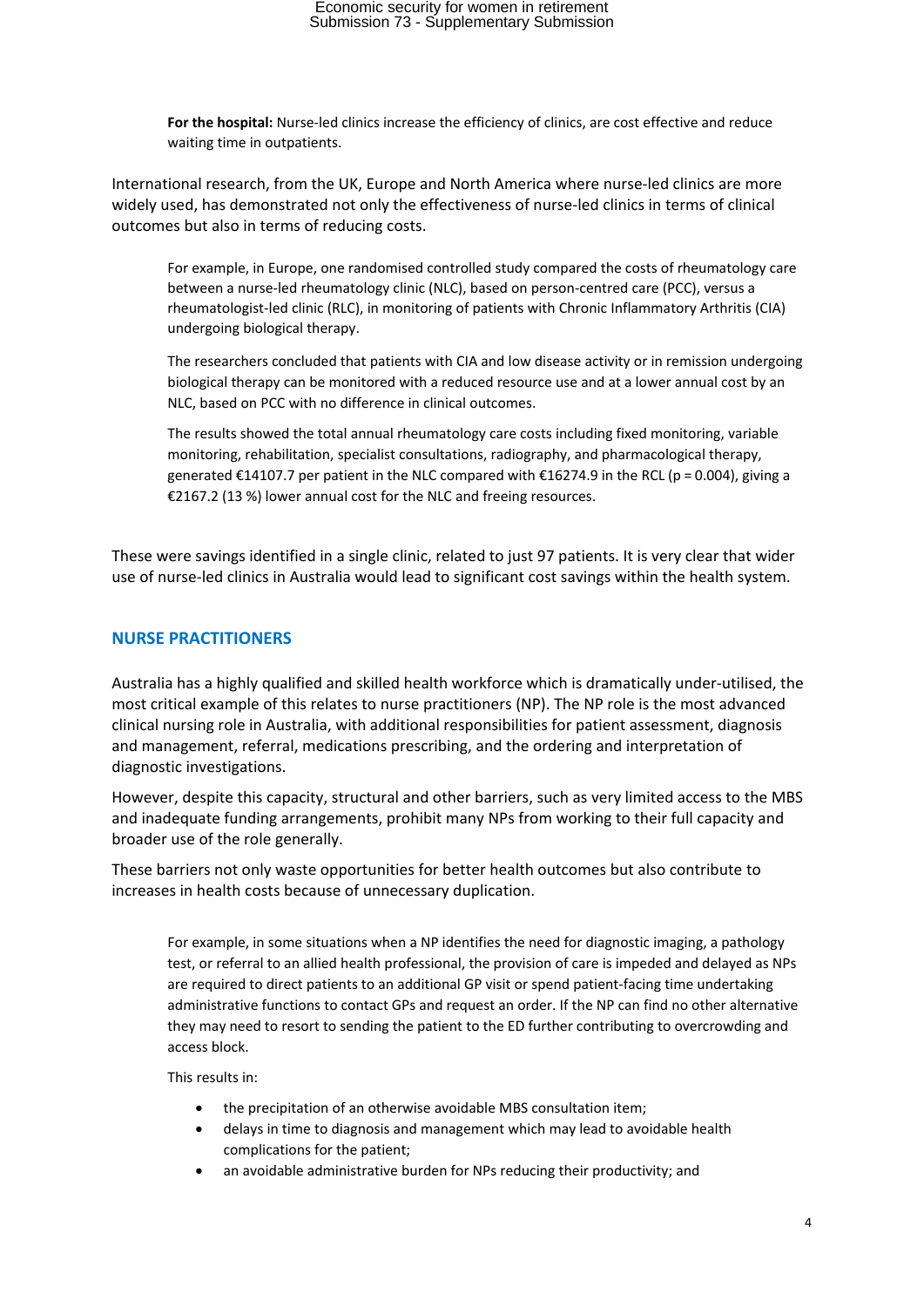**For the hospital:** Nurse-led clinics increase the efficiency of clinics, are cost effective and reduce waiting time in outpatients.

International research, from the UK, Europe and North America where nurse-led clinics are more widely used, has demonstrated not only the effectiveness of nurse-led clinics in terms of clinical outcomes but also in terms of reducing costs.

> For example, in Europe, one randomised controlled study compared the costs of rheumatology care between a nurse-led rheumatology clinic (NLC), based on person-centred care (PCC), versus a rheumatologist-led clinic (RLC), in monitoring of patients with Chronic Inflammatory Arthritis (CIA) undergoing biological therapy.
>
> The researchers concluded that patients with CIA and low disease activity or in remission undergoing biological therapy can be monitored with a reduced resource use and at a lower annual cost by an NLC, based on PCC with no difference in clinical outcomes.
>
> The results showed the total annual rheumatology care costs including fixed monitoring, variable monitoring, rehabilitation, specialist consultations, radiography, and pharmacological therapy, generated €14107.7 per patient in the NLC compared with €16274.9 in the RCL ($p = 0.004$), giving a €2167.2 (13 %) lower annual cost for the NLC and freeing resources.

These were savings identified in a single clinic, related to just 97 patients. It is very clear that wider use of nurse-led clinics in Australia would lead to significant cost savings within the health system.

## NURSE PRACTITIONERS

Australia has a highly qualified and skilled health workforce which is dramatically under-utilised, the most critical example of this relates to nurse practitioners (NP). The NP role is the most advanced clinical nursing role in Australia, with additional responsibilities for patient assessment, diagnosis and management, referral, medications prescribing, and the ordering and interpretation of diagnostic investigations.

However, despite this capacity, structural and other barriers, such as very limited access to the MBS and inadequate funding arrangements, prohibit many NPs from working to their full capacity and broader use of the role generally.

These barriers not only waste opportunities for better health outcomes but also contribute to increases in health costs because of unnecessary duplication.

> For example, in some situations when a NP identifies the need for diagnostic imaging, a pathology test, or referral to an allied health professional, the provision of care is impeded and delayed as NPs are required to direct patients to an additional GP visit or spend patient-facing time undertaking administrative functions to contact GPs and request an order. If the NP can find no other alternative they may need to resort to sending the patient to the ED further contributing to overcrowding and access block.
>
> This results in:
>
> - the precipitation of an otherwise avoidable MBS consultation item;
> - delays in time to diagnosis and management which may lead to avoidable health complications for the patient;
> - an avoidable administrative burden for NPs reducing their productivity; and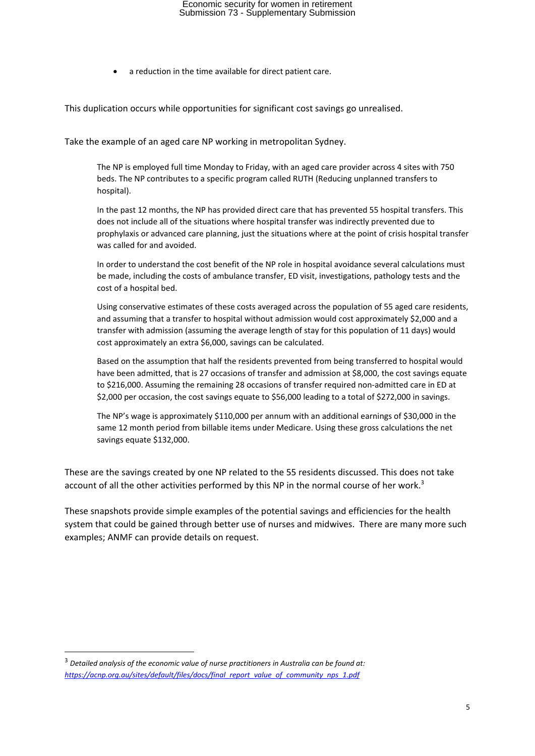- a reduction in the time available for direct patient care.

This duplication occurs while opportunities for significant cost savings go unrealised.

Take the example of an aged care NP working in metropolitan Sydney.

> The NP is employed full time Monday to Friday, with an aged care provider across 4 sites with 750 beds. The NP contributes to a specific program called RUTH (Reducing unplanned transfers to hospital).
>
> In the past 12 months, the NP has provided direct care that has prevented 55 hospital transfers. This does not include all of the situations where hospital transfer was indirectly prevented due to prophylaxis or advanced care planning, just the situations where at the point of crisis hospital transfer was called for and avoided.
>
> In order to understand the cost benefit of the NP role in hospital avoidance several calculations must be made, including the costs of ambulance transfer, ED visit, investigations, pathology tests and the cost of a hospital bed.
>
> Using conservative estimates of these costs averaged across the population of 55 aged care residents, and assuming that a transfer to hospital without admission would cost approximately $2,000 and a transfer with admission (assuming the average length of stay for this population of 11 days) would cost approximately an extra $6,000, savings can be calculated.
>
> Based on the assumption that half the residents prevented from being transferred to hospital would have been admitted, that is 27 occasions of transfer and admission at $8,000, the cost savings equate to $216,000. Assuming the remaining 28 occasions of transfer required non-admitted care in ED at $2,000 per occasion, the cost savings equate to $56,000 leading to a total of $272,000 in savings.
>
> The NP's wage is approximately $110,000 per annum with an additional earnings of $30,000 in the same 12 month period from billable items under Medicare. Using these gross calculations the net savings equate $132,000.

These are the savings created by one NP related to the 55 residents discussed. This does not take account of all the other activities performed by this NP in the normal course of her work.[3]

These snapshots provide simple examples of the potential savings and efficiencies for the health system that could be gained through better use of nurses and midwives. There are many more such examples; ANMF can provide details on request.

---

[3] *Detailed analysis of the economic value of nurse practitioners in Australia can be found at: https://acnp.org.au/sites/default/files/docs/final_report_value_of_community_nps_1.pdf*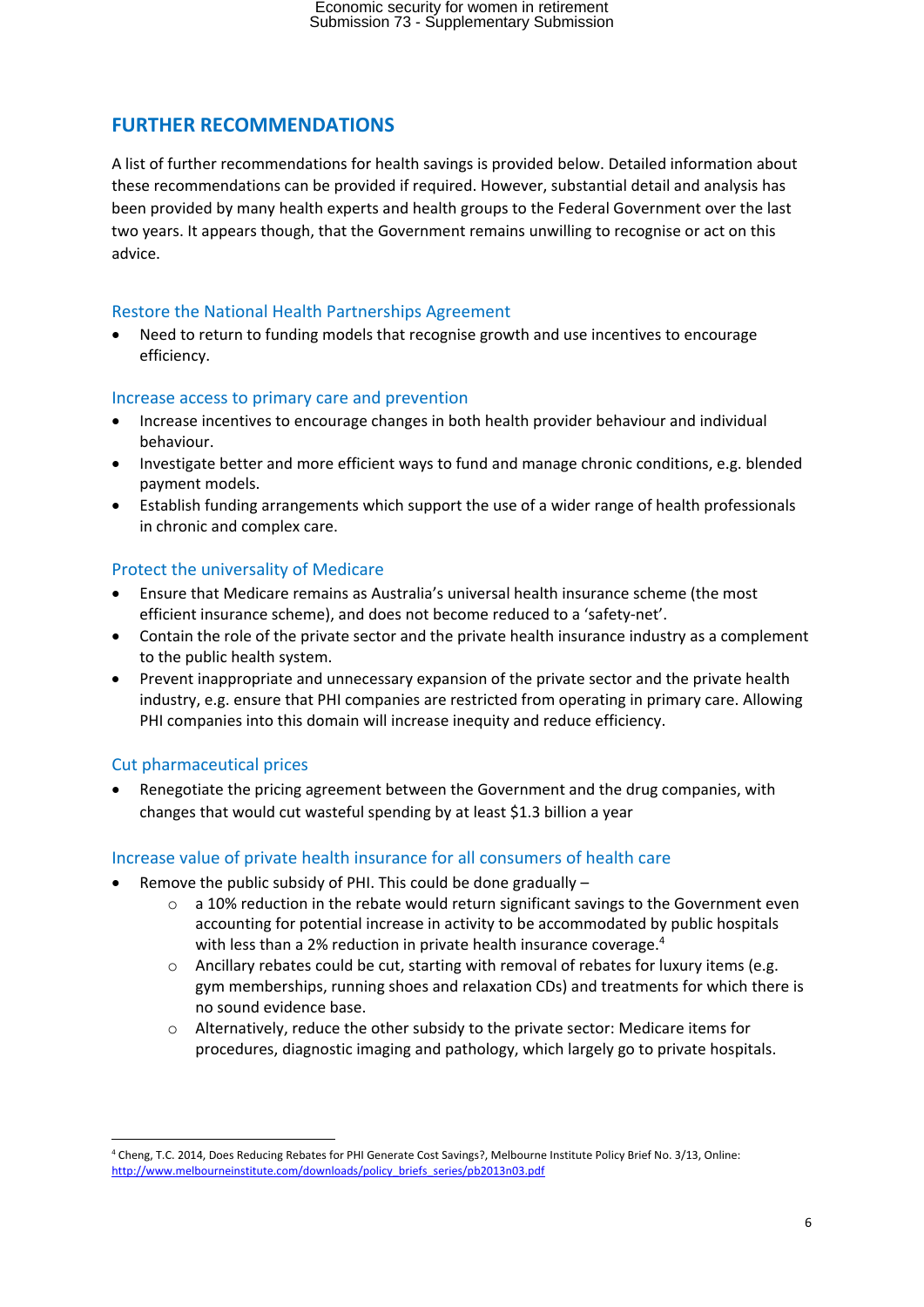## FURTHER RECOMMENDATIONS

A list of further recommendations for health savings is provided below. Detailed information about these recommendations can be provided if required. However, substantial detail and analysis has been provided by many health experts and health groups to the Federal Government over the last two years. It appears though, that the Government remains unwilling to recognise or act on this advice.

### Restore the National Health Partnerships Agreement

- Need to return to funding models that recognise growth and use incentives to encourage efficiency.

### Increase access to primary care and prevention

- Increase incentives to encourage changes in both health provider behaviour and individual behaviour.
- Investigate better and more efficient ways to fund and manage chronic conditions, e.g. blended payment models.
- Establish funding arrangements which support the use of a wider range of health professionals in chronic and complex care.

### Protect the universality of Medicare

- Ensure that Medicare remains as Australia's universal health insurance scheme (the most efficient insurance scheme), and does not become reduced to a 'safety-net'.
- Contain the role of the private sector and the private health insurance industry as a complement to the public health system.
- Prevent inappropriate and unnecessary expansion of the private sector and the private health industry, e.g. ensure that PHI companies are restricted from operating in primary care. Allowing PHI companies into this domain will increase inequity and reduce efficiency.

### Cut pharmaceutical prices

- Renegotiate the pricing agreement between the Government and the drug companies, with changes that would cut wasteful spending by at least $1.3 billion a year

### Increase value of private health insurance for all consumers of health care

- Remove the public subsidy of PHI. This could be done gradually –
  - a 10% reduction in the rebate would return significant savings to the Government even accounting for potential increase in activity to be accommodated by public hospitals with less than a 2% reduction in private health insurance coverage.[4]
  - Ancillary rebates could be cut, starting with removal of rebates for luxury items (e.g. gym memberships, running shoes and relaxation CDs) and treatments for which there is no sound evidence base.
  - Alternatively, reduce the other subsidy to the private sector: Medicare items for procedures, diagnostic imaging and pathology, which largely go to private hospitals.

---

[4] Cheng, T.C. 2014, Does Reducing Rebates for PHI Generate Cost Savings?, Melbourne Institute Policy Brief No. 3/13, Online: http://www.melbourneinstitute.com/downloads/policy_briefs_series/pb2013n03.pdf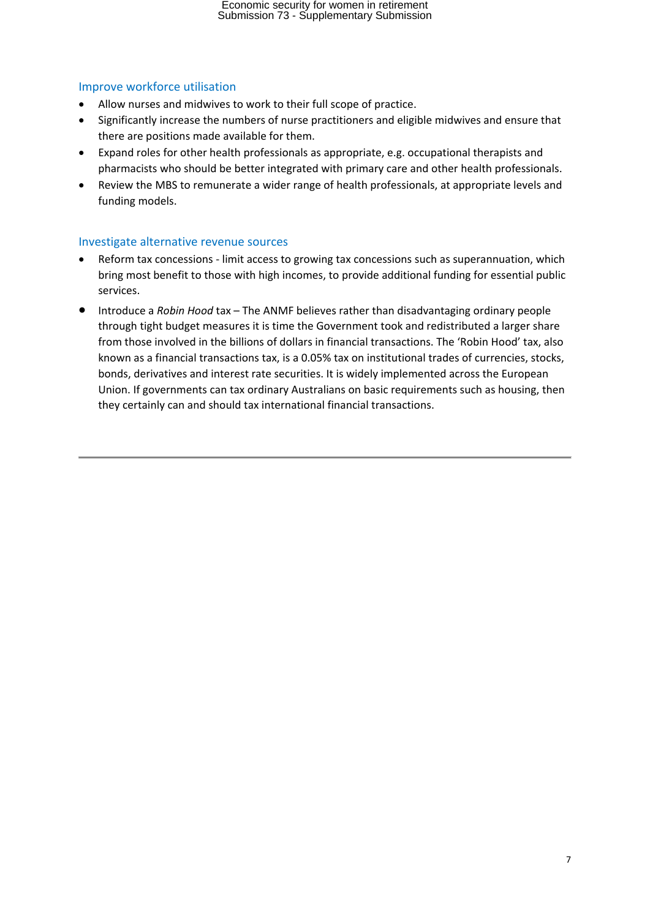## Improve workforce utilisation

- Allow nurses and midwives to work to their full scope of practice.
- Significantly increase the numbers of nurse practitioners and eligible midwives and ensure that there are positions made available for them.
- Expand roles for other health professionals as appropriate, e.g. occupational therapists and pharmacists who should be better integrated with primary care and other health professionals.
- Review the MBS to remunerate a wider range of health professionals, at appropriate levels and funding models.

## Investigate alternative revenue sources

- Reform tax concessions - limit access to growing tax concessions such as superannuation, which bring most benefit to those with high incomes, to provide additional funding for essential public services.
- Introduce a *Robin Hood* tax – The ANMF believes rather than disadvantaging ordinary people through tight budget measures it is time the Government took and redistributed a larger share from those involved in the billions of dollars in financial transactions. The 'Robin Hood' tax, also known as a financial transactions tax, is a 0.05% tax on institutional trades of currencies, stocks, bonds, derivatives and interest rate securities. It is widely implemented across the European Union. If governments can tax ordinary Australians on basic requirements such as housing, then they certainly can and should tax international financial transactions.

---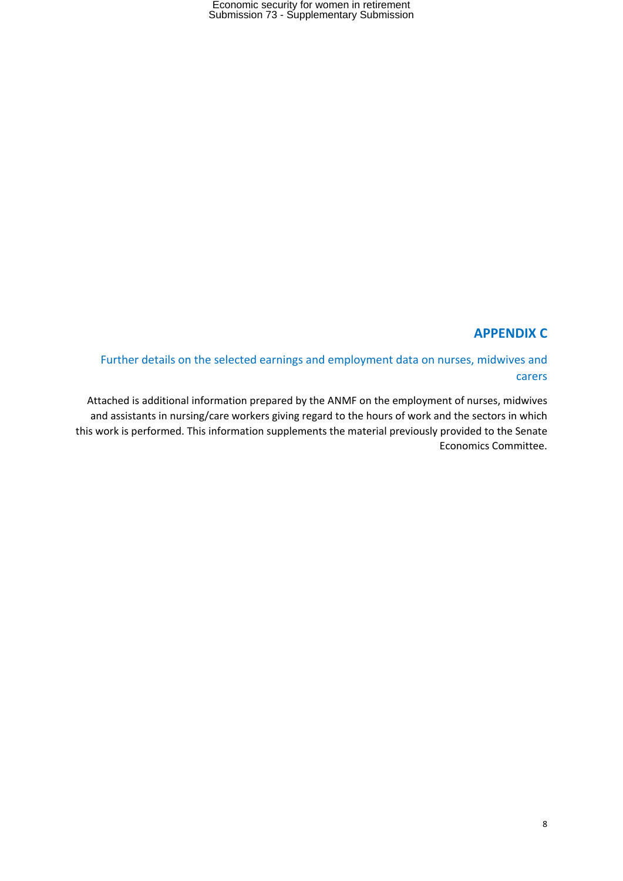## APPENDIX C

### Further details on the selected earnings and employment data on nurses, midwives and carers

Attached is additional information prepared by the ANMF on the employment of nurses, midwives and assistants in nursing/care workers giving regard to the hours of work and the sectors in which this work is performed. This information supplements the material previously provided to the Senate Economics Committee.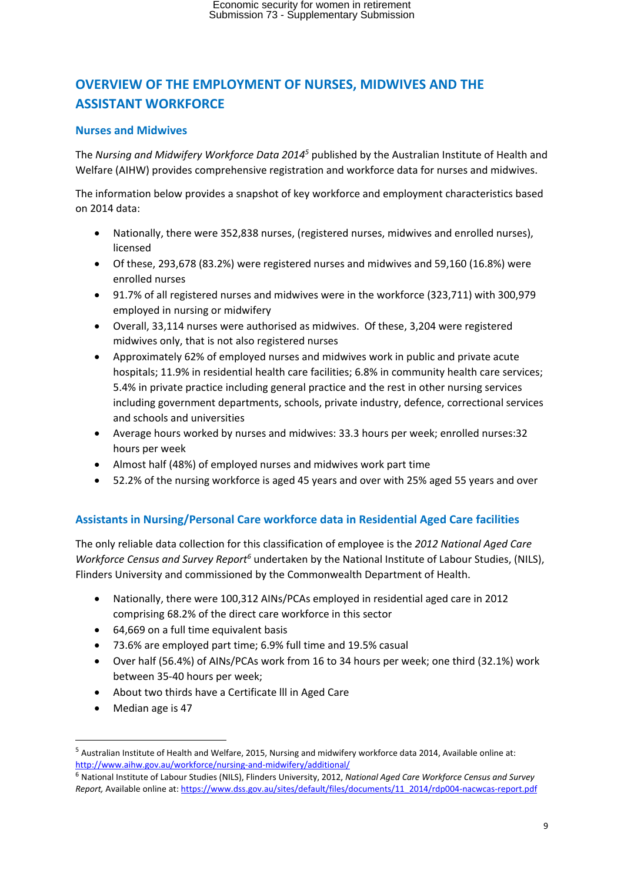## OVERVIEW OF THE EMPLOYMENT OF NURSES, MIDWIVES AND THE ASSISTANT WORKFORCE

### Nurses and Midwives

The *Nursing and Midwifery Workforce Data 2014*[5] published by the Australian Institute of Health and Welfare (AIHW) provides comprehensive registration and workforce data for nurses and midwives.

The information below provides a snapshot of key workforce and employment characteristics based on 2014 data:

- Nationally, there were 352,838 nurses, (registered nurses, midwives and enrolled nurses), licensed
- Of these, 293,678 (83.2%) were registered nurses and midwives and 59,160 (16.8%) were enrolled nurses
- 91.7% of all registered nurses and midwives were in the workforce (323,711) with 300,979 employed in nursing or midwifery
- Overall, 33,114 nurses were authorised as midwives. Of these, 3,204 were registered midwives only, that is not also registered nurses
- Approximately 62% of employed nurses and midwives work in public and private acute hospitals; 11.9% in residential health care facilities; 6.8% in community health care services; 5.4% in private practice including general practice and the rest in other nursing services including government departments, schools, private industry, defence, correctional services and schools and universities
- Average hours worked by nurses and midwives: 33.3 hours per week; enrolled nurses:32 hours per week
- Almost half (48%) of employed nurses and midwives work part time
- 52.2% of the nursing workforce is aged 45 years and over with 25% aged 55 years and over

### Assistants in Nursing/Personal Care workforce data in Residential Aged Care facilities

The only reliable data collection for this classification of employee is the *2012 National Aged Care Workforce Census and Survey Report*[6] undertaken by the National Institute of Labour Studies, (NILS), Flinders University and commissioned by the Commonwealth Department of Health.

- Nationally, there were 100,312 AINs/PCAs employed in residential aged care in 2012 comprising 68.2% of the direct care workforce in this sector
- 64,669 on a full time equivalent basis
- 73.6% are employed part time; 6.9% full time and 19.5% casual
- Over half (56.4%) of AINs/PCAs work from 16 to 34 hours per week; one third (32.1%) work between 35-40 hours per week;
- About two thirds have a Certificate lll in Aged Care
- Median age is 47

---

[5] Australian Institute of Health and Welfare, 2015, Nursing and midwifery workforce data 2014, Available online at: http://www.aihw.gov.au/workforce/nursing-and-midwifery/additional/

[6] National Institute of Labour Studies (NILS), Flinders University, 2012, *National Aged Care Workforce Census and Survey Report,* Available online at: https://www.dss.gov.au/sites/default/files/documents/11_2014/rdp004-nacwcas-report.pdf